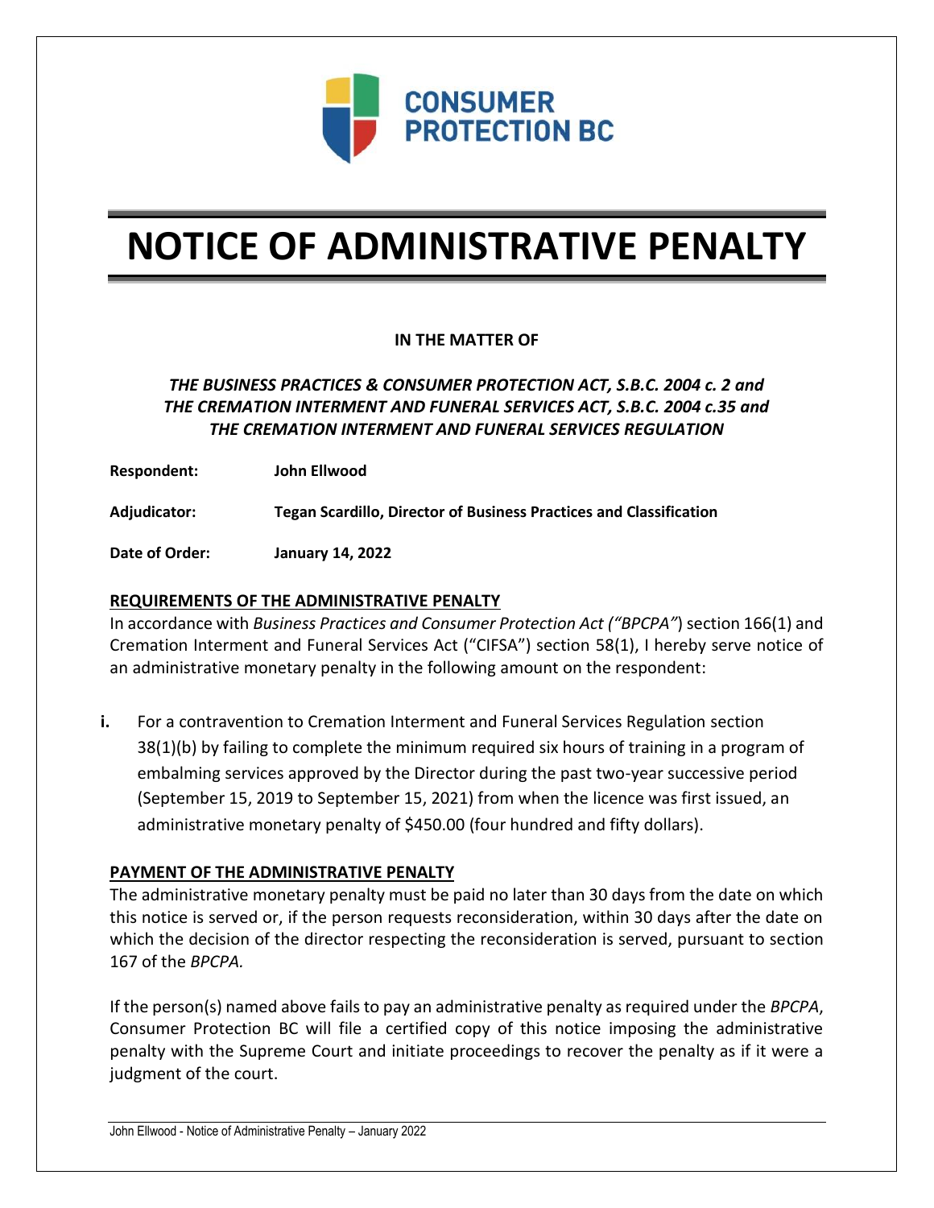CONSUMER PROTECTION BC

# NOTICE OF ADMINISTRATIVE PENALTY

**IN THE MATTER OF**

***THE BUSINESS PRACTICES & CONSUMER PROTECTION ACT, S.B.C. 2004 c. 2 and THE CREMATION INTERMENT AND FUNERAL SERVICES ACT, S.B.C. 2004 c.35 and THE CREMATION INTERMENT AND FUNERAL SERVICES REGULATION***

**Respondent:** **John Ellwood**

**Adjudicator:** **Tegan Scardillo, Director of Business Practices and Classification**

**Date of Order:** **January 14, 2022**

## REQUIREMENTS OF THE ADMINISTRATIVE PENALTY

In accordance with *Business Practices and Consumer Protection Act ("BPCPA"*) section 166(1) and Cremation Interment and Funeral Services Act ("CIFSA") section 58(1), I hereby serve notice of an administrative monetary penalty in the following amount on the respondent:

**i.** For a contravention to Cremation Interment and Funeral Services Regulation section 38(1)(b) by failing to complete the minimum required six hours of training in a program of embalming services approved by the Director during the past two-year successive period (September 15, 2019 to September 15, 2021) from when the licence was first issued, an administrative monetary penalty of $450.00 (four hundred and fifty dollars).

## PAYMENT OF THE ADMINISTRATIVE PENALTY

The administrative monetary penalty must be paid no later than 30 days from the date on which this notice is served or, if the person requests reconsideration, within 30 days after the date on which the decision of the director respecting the reconsideration is served, pursuant to section 167 of the *BPCPA.*

If the person(s) named above fails to pay an administrative penalty as required under the *BPCPA*, Consumer Protection BC will file a certified copy of this notice imposing the administrative penalty with the Supreme Court and initiate proceedings to recover the penalty as if it were a judgment of the court.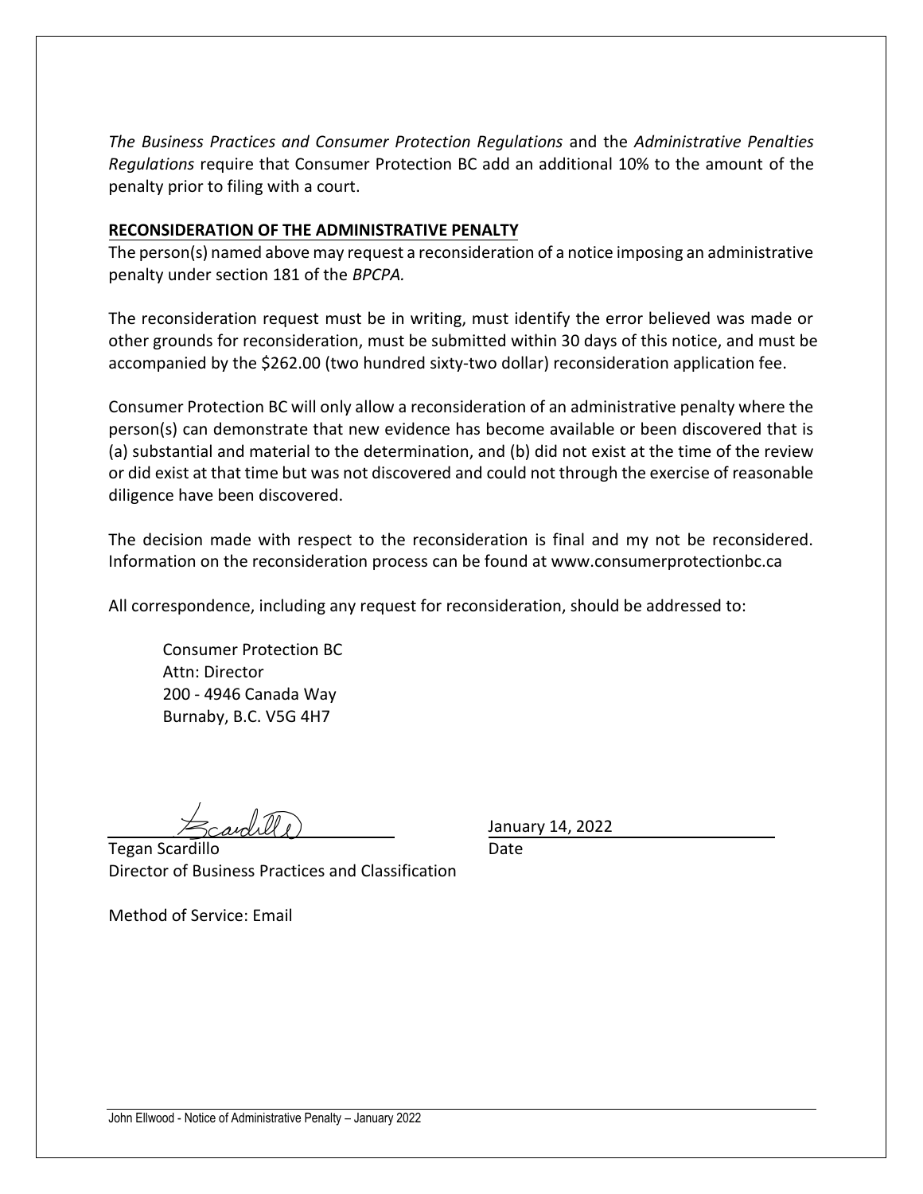*The Business Practices and Consumer Protection Regulations* and the *Administrative Penalties Regulations* require that Consumer Protection BC add an additional 10% to the amount of the penalty prior to filing with a court.

## RECONSIDERATION OF THE ADMINISTRATIVE PENALTY

The person(s) named above may request a reconsideration of a notice imposing an administrative penalty under section 181 of the *BPCPA.*

The reconsideration request must be in writing, must identify the error believed was made or other grounds for reconsideration, must be submitted within 30 days of this notice, and must be accompanied by the $262.00 (two hundred sixty-two dollar) reconsideration application fee.

Consumer Protection BC will only allow a reconsideration of an administrative penalty where the person(s) can demonstrate that new evidence has become available or been discovered that is (a) substantial and material to the determination, and (b) did not exist at the time of the review or did exist at that time but was not discovered and could not through the exercise of reasonable diligence have been discovered.

The decision made with respect to the reconsideration is final and my not be reconsidered. Information on the reconsideration process can be found at www.consumerprotectionbc.ca

All correspondence, including any request for reconsideration, should be addressed to:

Consumer Protection BC
Attn: Director
200 - 4946 Canada Way
Burnaby, B.C. V5G 4H7

Scardillo

Tegan Scardillo
Director of Business Practices and Classification

January 14, 2022
Date

Method of Service: Email

John Ellwood - Notice of Administrative Penalty – January 2022